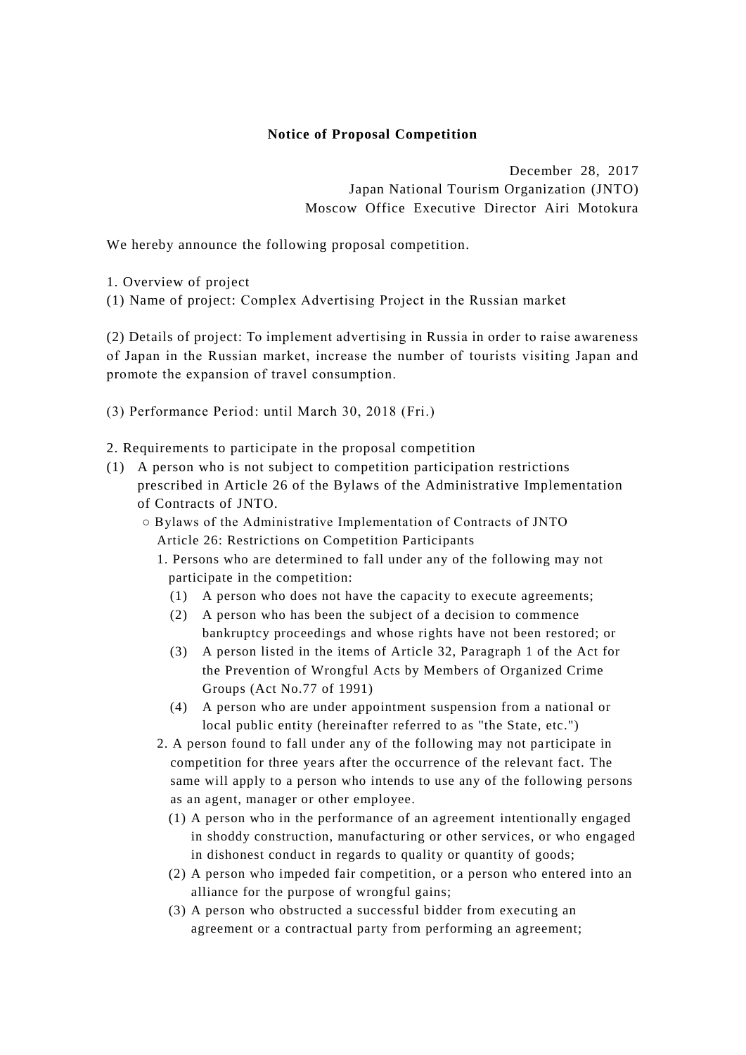**Notice of Proposal Competition**

December 28, 2017
Japan National Tourism Organization (JNTO)
Moscow Office Executive Director Airi Motokura

We hereby announce the following proposal competition.

1. Overview of project
(1) Name of project: Complex Advertising Project in the Russian market

(2) Details of project: To implement advertising in Russia in order to raise awareness of Japan in the Russian market, increase the number of tourists visiting Japan and promote the expansion of travel consumption.

(3) Performance Period: until March 30, 2018 (Fri.)

2. Requirements to participate in the proposal competition
(1) A person who is not subject to competition participation restrictions prescribed in Article 26 of the Bylaws of the Administrative Implementation of Contracts of JNTO.
   ○ Bylaws of the Administrative Implementation of Contracts of JNTO
   Article 26: Restrictions on Competition Participants
   1. Persons who are determined to fall under any of the following may not participate in the competition:
      (1) A person who does not have the capacity to execute agreements;
      (2) A person who has been the subject of a decision to commence bankruptcy proceedings and whose rights have not been restored; or
      (3) A person listed in the items of Article 32, Paragraph 1 of the Act for the Prevention of Wrongful Acts by Members of Organized Crime Groups (Act No.77 of 1991)
      (4) A person who are under appointment suspension from a national or local public entity (hereinafter referred to as "the State, etc.")
   2. A person found to fall under any of the following may not participate in competition for three years after the occurrence of the relevant fact. The same will apply to a person who intends to use any of the following persons as an agent, manager or other employee.
      (1) A person who in the performance of an agreement intentionally engaged in shoddy construction, manufacturing or other services, or who engaged in dishonest conduct in regards to quality or quantity of goods;
      (2) A person who impeded fair competition, or a person who entered into an alliance for the purpose of wrongful gains;
      (3) A person who obstructed a successful bidder from executing an agreement or a contractual party from performing an agreement;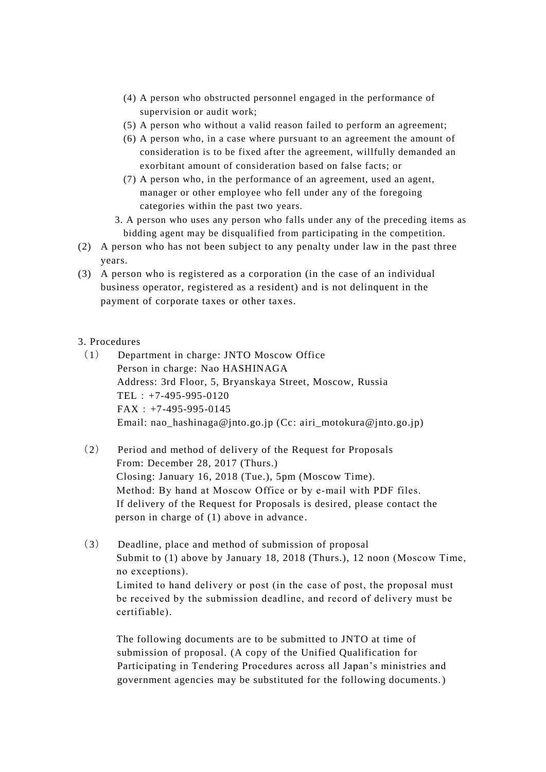(4) A person who obstructed personnel engaged in the performance of supervision or audit work;
(5) A person who without a valid reason failed to perform an agreement;
(6) A person who, in a case where pursuant to an agreement the amount of consideration is to be fixed after the agreement, willfully demanded an exorbitant amount of consideration based on false facts; or
(7) A person who, in the performance of an agreement, used an agent, manager or other employee who fell under any of the foregoing categories within the past two years.

3. A person who uses any person who falls under any of the preceding items as bidding agent may be disqualified from participating in the competition.

(2) A person who has not been subject to any penalty under law in the past three years.

(3) A person who is registered as a corporation (in the case of an individual business operator, registered as a resident) and is not delinquent in the payment of corporate taxes or other taxes.

3. Procedures

（1） Department in charge: JNTO Moscow Office
Person in charge: Nao HASHINAGA
Address: 3rd Floor, 5, Bryanskaya Street, Moscow, Russia
TEL : +7-495-995-0120
FAX : +7-495-995-0145
Email: nao_hashinaga@jnto.go.jp (Cc: airi_motokura@jnto.go.jp)

（2） Period and method of delivery of the Request for Proposals
From: December 28, 2017 (Thurs.)
Closing: January 16, 2018 (Tue.), 5pm (Moscow Time).
Method: By hand at Moscow Office or by e-mail with PDF files.
If delivery of the Request for Proposals is desired, please contact the person in charge of (1) above in advance.

（3） Deadline, place and method of submission of proposal
Submit to (1) above by January 18, 2018 (Thurs.), 12 noon (Moscow Time, no exceptions).
Limited to hand delivery or post (in the case of post, the proposal must be received by the submission deadline, and record of delivery must be certifiable).

The following documents are to be submitted to JNTO at time of submission of proposal. (A copy of the Unified Qualification for Participating in Tendering Procedures across all Japan's ministries and government agencies may be substituted for the following documents.)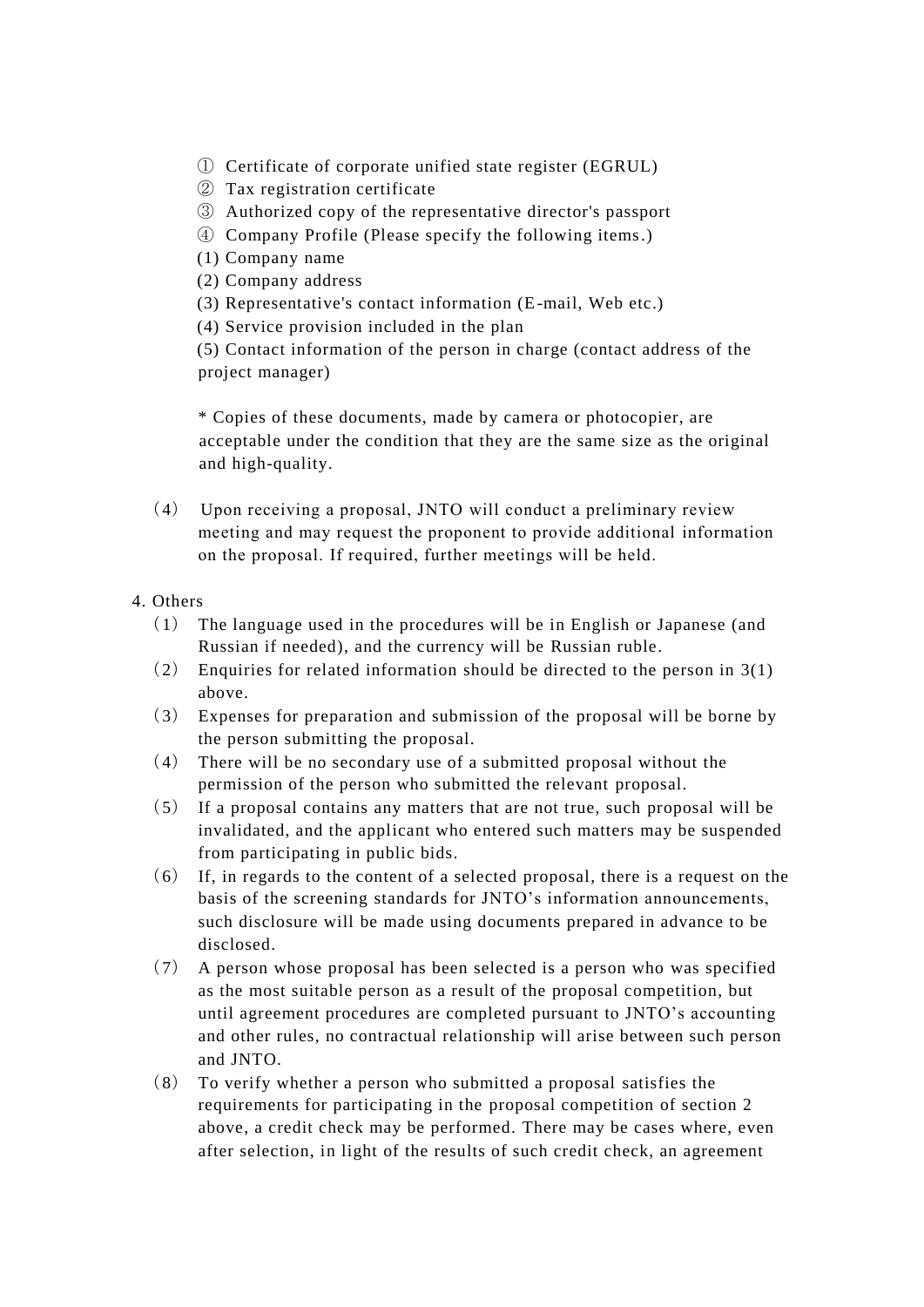① Certificate of corporate unified state register (EGRUL)
② Tax registration certificate
③ Authorized copy of the representative director's passport
④ Company Profile (Please specify the following items.)
(1) Company name
(2) Company address
(3) Representative's contact information (E-mail, Web etc.)
(4) Service provision included in the plan
(5) Contact information of the person in charge (contact address of the project manager)

* Copies of these documents, made by camera or photocopier, are acceptable under the condition that they are the same size as the original and high-quality.

（4） Upon receiving a proposal, JNTO will conduct a preliminary review meeting and may request the proponent to provide additional information on the proposal. If required, further meetings will be held.

4. Others

（1） The language used in the procedures will be in English or Japanese (and Russian if needed), and the currency will be Russian ruble.

（2） Enquiries for related information should be directed to the person in 3(1) above.

（3） Expenses for preparation and submission of the proposal will be borne by the person submitting the proposal.

（4） There will be no secondary use of a submitted proposal without the permission of the person who submitted the relevant proposal.

（5） If a proposal contains any matters that are not true, such proposal will be invalidated, and the applicant who entered such matters may be suspended from participating in public bids.

（6） If, in regards to the content of a selected proposal, there is a request on the basis of the screening standards for JNTO's information announcements, such disclosure will be made using documents prepared in advance to be disclosed.

（7） A person whose proposal has been selected is a person who was specified as the most suitable person as a result of the proposal competition, but until agreement procedures are completed pursuant to JNTO's accounting and other rules, no contractual relationship will arise between such person and JNTO.

（8） To verify whether a person who submitted a proposal satisfies the requirements for participating in the proposal competition of section 2 above, a credit check may be performed. There may be cases where, even after selection, in light of the results of such credit check, an agreement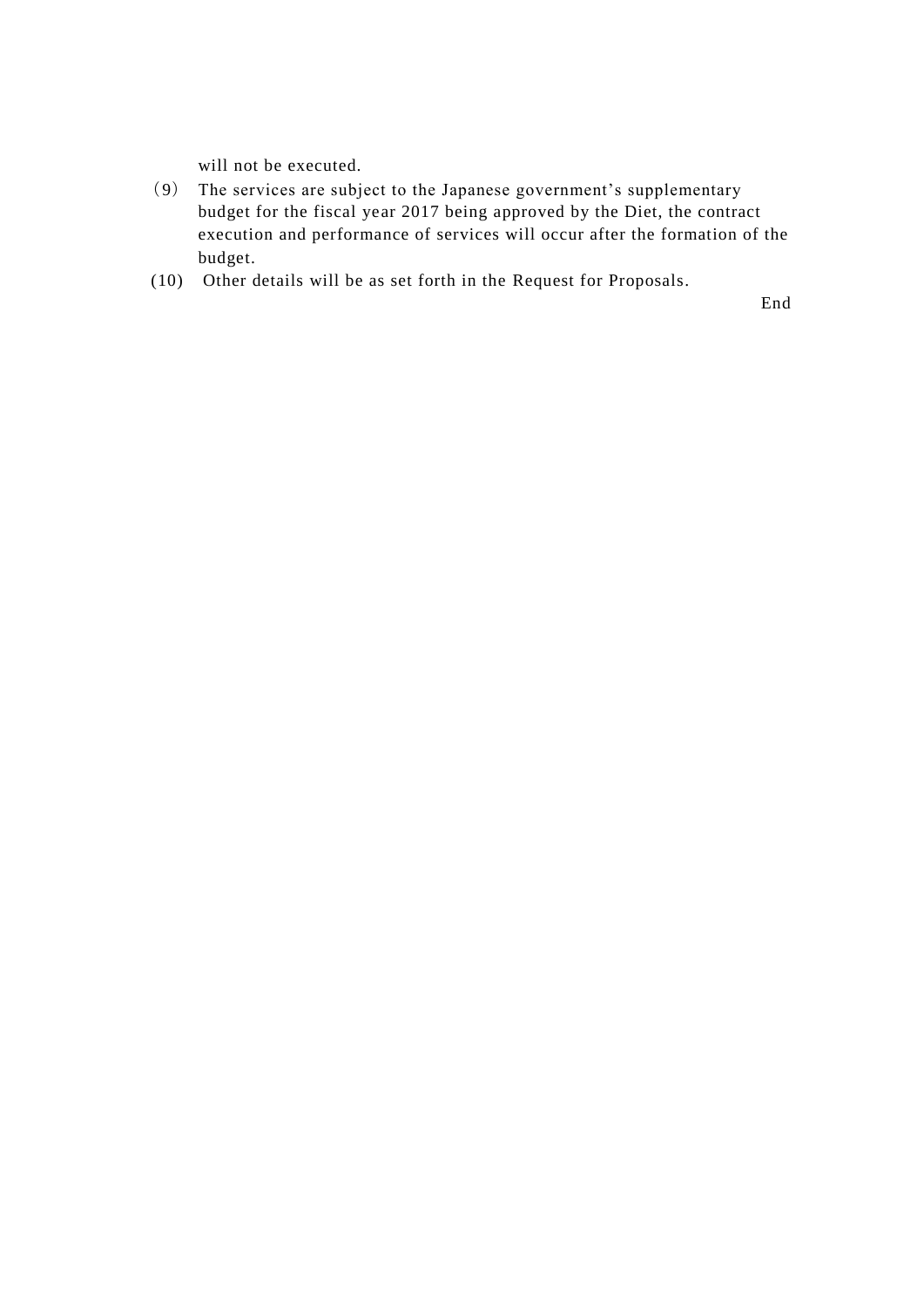will not be executed.

（9） The services are subject to the Japanese government's supplementary budget for the fiscal year 2017 being approved by the Diet, the contract execution and performance of services will occur after the formation of the budget.

(10) Other details will be as set forth in the Request for Proposals.

End